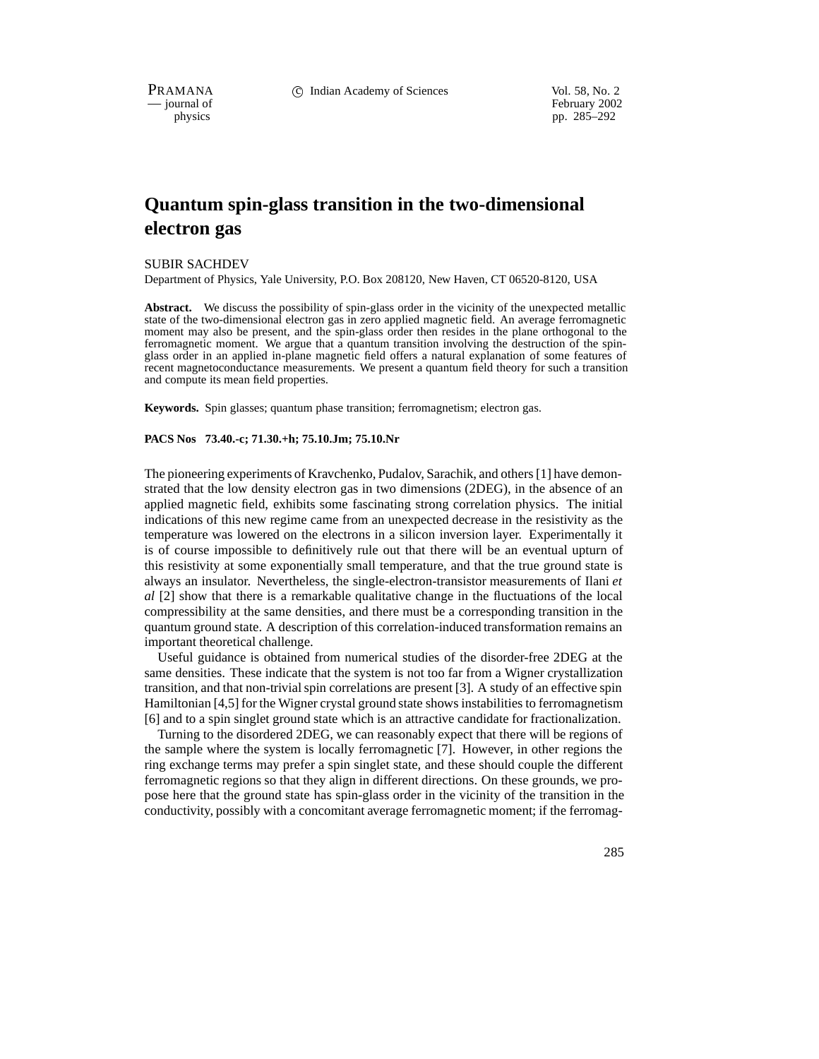# Quantum spin-glass transition in the two-dimensional electron gas

SUBIR SACHDEV

Department of Physics, Yale University, P.O. Box 208120, New Haven, CT 06520-8120, USA

**Abstract.** We discuss the possibility of spin-glass order in the vicinity of the unexpected metallic state of the two-dimensional electron gas in zero applied magnetic field. An average ferromagnetic moment may also be present, and the spin-glass order then resides in the plane orthogonal to the ferromagnetic moment. We argue that a quantum transition involving the destruction of the spin-glass order in an applied in-plane magnetic field offers a natural explanation of some features of recent magnetoconductance measurements. We present a quantum field theory for such a transition and compute its mean field properties.

**Keywords.** Spin glasses; quantum phase transition; ferromagnetism; electron gas.

**PACS Nos 73.40.-c; 71.30.+h; 75.10.Jm; 75.10.Nr**

The pioneering experiments of Kravchenko, Pudalov, Sarachik, and others [1] have demonstrated that the low density electron gas in two dimensions (2DEG), in the absence of an applied magnetic field, exhibits some fascinating strong correlation physics. The initial indications of this new regime came from an unexpected decrease in the resistivity as the temperature was lowered on the electrons in a silicon inversion layer. Experimentally it is of course impossible to definitively rule out that there will be an eventual upturn of this resistivity at some exponentially small temperature, and that the true ground state is always an insulator. Nevertheless, the single-electron-transistor measurements of Ilani *et al* [2] show that there is a remarkable qualitative change in the fluctuations of the local compressibility at the same densities, and there must be a corresponding transition in the quantum ground state. A description of this correlation-induced transformation remains an important theoretical challenge.

Useful guidance is obtained from numerical studies of the disorder-free 2DEG at the same densities. These indicate that the system is not too far from a Wigner crystallization transition, and that non-trivial spin correlations are present [3]. A study of an effective spin Hamiltonian [4,5] for the Wigner crystal ground state shows instabilities to ferromagnetism [6] and to a spin singlet ground state which is an attractive candidate for fractionalization.

Turning to the disordered 2DEG, we can reasonably expect that there will be regions of the sample where the system is locally ferromagnetic [7]. However, in other regions the ring exchange terms may prefer a spin singlet state, and these should couple the different ferromagnetic regions so that they align in different directions. On these grounds, we propose here that the ground state has spin-glass order in the vicinity of the transition in the conductivity, possibly with a concomitant average ferromagnetic moment; if the ferromag-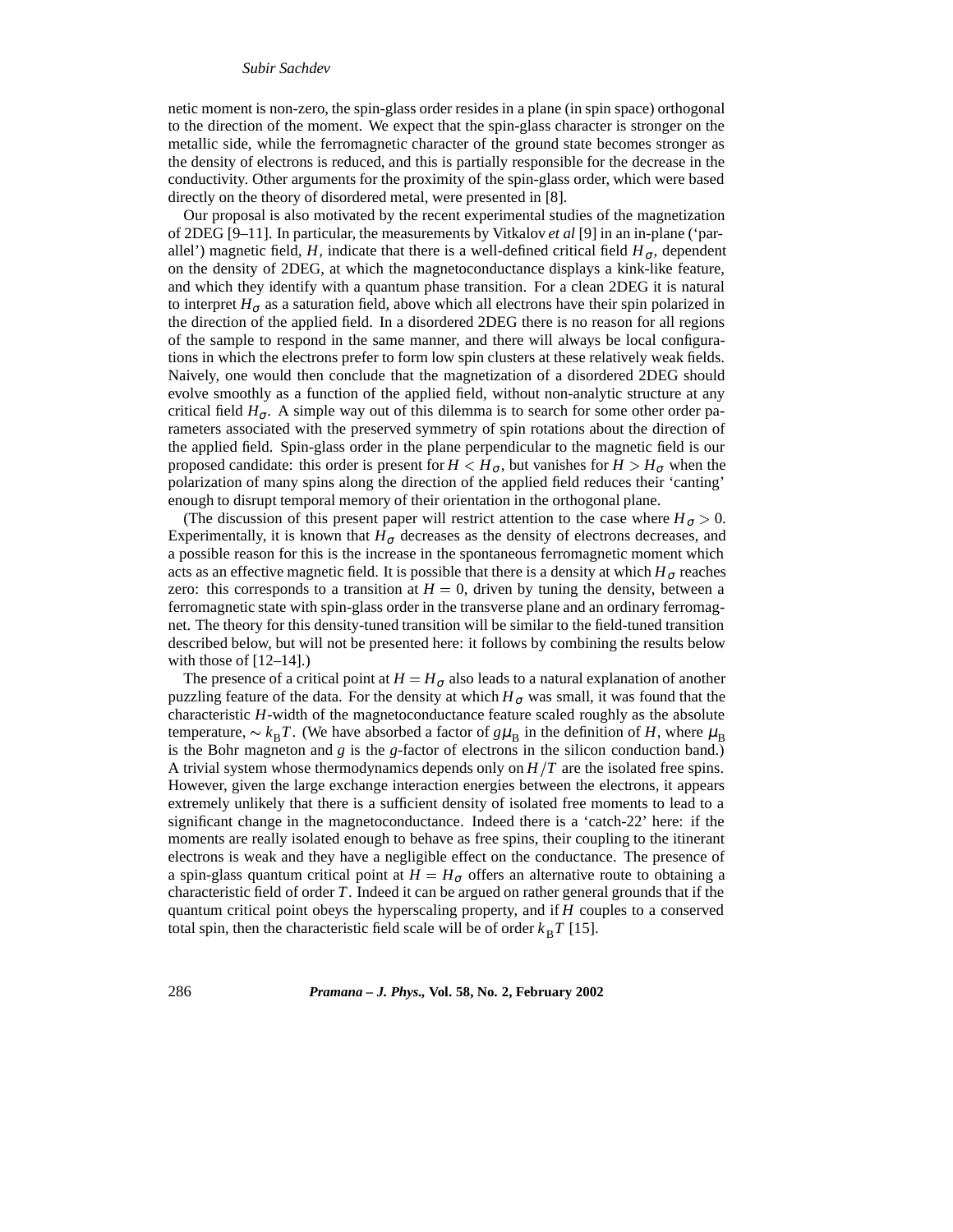netic moment is non-zero, the spin-glass order resides in a plane (in spin space) orthogonal to the direction of the moment. We expect that the spin-glass character is stronger on the metallic side, while the ferromagnetic character of the ground state becomes stronger as the density of electrons is reduced, and this is partially responsible for the decrease in the conductivity. Other arguments for the proximity of the spin-glass order, which were based directly on the theory of disordered metal, were presented in [8].

Our proposal is also motivated by the recent experimental studies of the magnetization of 2DEG [9–11]. In particular, the measurements by Vitkalov *et al* [9] in an in-plane ('parallel') magnetic field, $H$, indicate that there is a well-defined critical field $H_\sigma$, dependent on the density of 2DEG, at which the magnetoconductance displays a kink-like feature, and which they identify with a quantum phase transition. For a clean 2DEG it is natural to interpret $H_\sigma$ as a saturation field, above which all electrons have their spin polarized in the direction of the applied field. In a disordered 2DEG there is no reason for all regions of the sample to respond in the same manner, and there will always be local configurations in which the electrons prefer to form low spin clusters at these relatively weak fields. Naively, one would then conclude that the magnetization of a disordered 2DEG should evolve smoothly as a function of the applied field, without non-analytic structure at any critical field $H_\sigma$. A simple way out of this dilemma is to search for some other order parameters associated with the preserved symmetry of spin rotations about the direction of the applied field. Spin-glass order in the plane perpendicular to the magnetic field is our proposed candidate: this order is present for $H < H_\sigma$, but vanishes for $H > H_\sigma$ when the polarization of many spins along the direction of the applied field reduces their 'canting' enough to disrupt temporal memory of their orientation in the orthogonal plane.

(The discussion of this present paper will restrict attention to the case where $H_\sigma > 0$. Experimentally, it is known that $H_\sigma$ decreases as the density of electrons decreases, and a possible reason for this is the increase in the spontaneous ferromagnetic moment which acts as an effective magnetic field. It is possible that there is a density at which $H_\sigma$ reaches zero: this corresponds to a transition at $H = 0$, driven by tuning the density, between a ferromagnetic state with spin-glass order in the transverse plane and an ordinary ferromagnet. The theory for this density-tuned transition will be similar to the field-tuned transition described below, but will not be presented here: it follows by combining the results below with those of [12–14].)

The presence of a critical point at $H = H_\sigma$ also leads to a natural explanation of another puzzling feature of the data. For the density at which $H_\sigma$ was small, it was found that the characteristic $H$-width of the magnetoconductance feature scaled roughly as the absolute temperature, $\sim k_B T$. (We have absorbed a factor of $g\mu_B$ in the definition of $H$, where $\mu_B$ is the Bohr magneton and $g$ is the $g$-factor of electrons in the silicon conduction band.) A trivial system whose thermodynamics depends only on $H/T$ are the isolated free spins. However, given the large exchange interaction energies between the electrons, it appears extremely unlikely that there is a sufficient density of isolated free moments to lead to a significant change in the magnetoconductance. Indeed there is a 'catch-22' here: if the moments are really isolated enough to behave as free spins, their coupling to the itinerant electrons is weak and they have a negligible effect on the conductance. The presence of a spin-glass quantum critical point at $H = H_\sigma$ offers an alternative route to obtaining a characteristic field of order $T$. Indeed it can be argued on rather general grounds that if the quantum critical point obeys the hyperscaling property, and if $H$ couples to a conserved total spin, then the characteristic field scale will be of order $k_B T$ [15].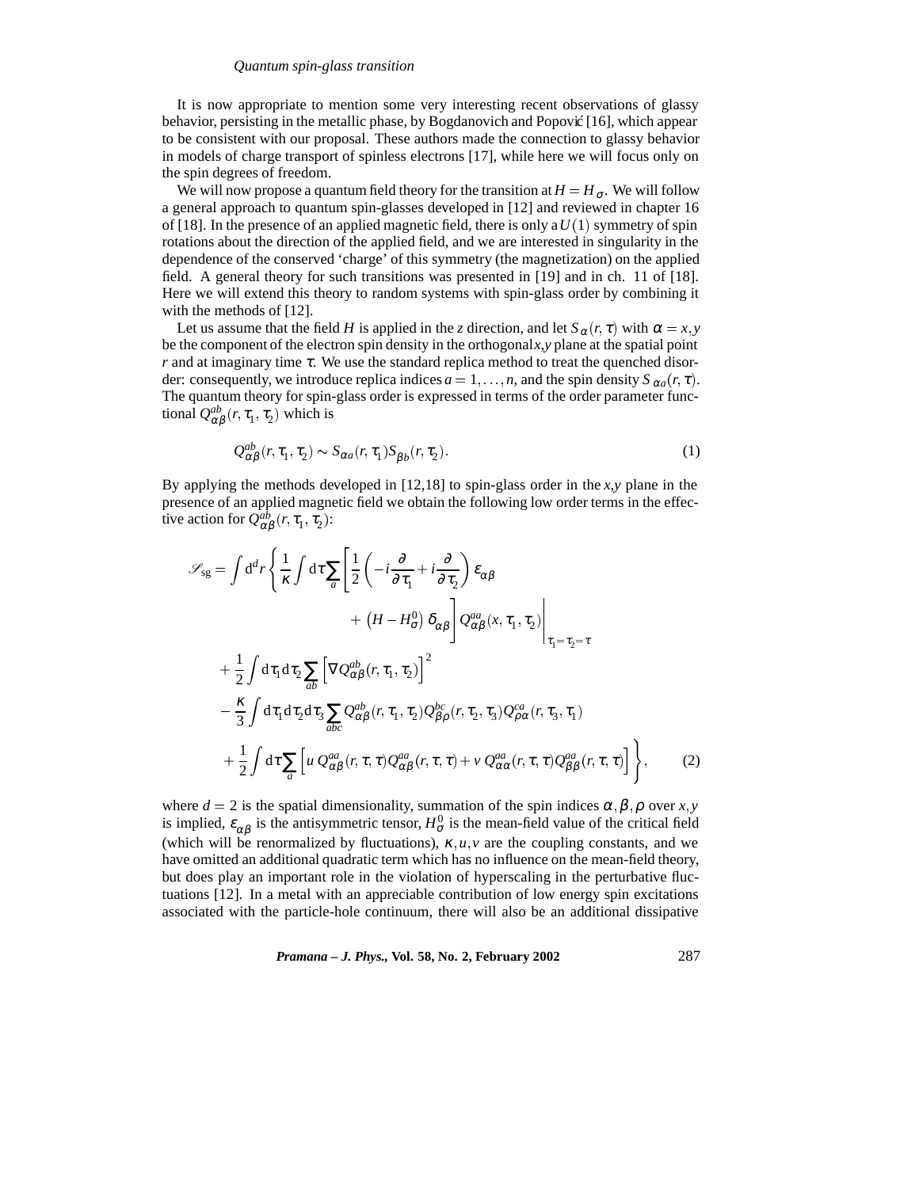It is now appropriate to mention some very interesting recent observations of glassy behavior, persisting in the metallic phase, by Bogdanovich and Popović [16], which appear to be consistent with our proposal. These authors made the connection to glassy behavior in models of charge transport of spinless electrons [17], while here we will focus only on the spin degrees of freedom.

We will now propose a quantum field theory for the transition at $H = H_\sigma$. We will follow a general approach to quantum spin-glasses developed in [12] and reviewed in chapter 16 of [18]. In the presence of an applied magnetic field, there is only a $U(1)$ symmetry of spin rotations about the direction of the applied field, and we are interested in singularity in the dependence of the conserved 'charge' of this symmetry (the magnetization) on the applied field. A general theory for such transitions was presented in [19] and in ch. 11 of [18]. Here we will extend this theory to random systems with spin-glass order by combining it with the methods of [12].

Let us assume that the field $H$ is applied in the $z$ direction, and let $S_\alpha(r,\tau)$ with $\alpha = x, y$ be the component of the electron spin density in the orthogonal $x,y$ plane at the spatial point $r$ and at imaginary time $\tau$. We use the standard replica method to treat the quenched disorder: consequently, we introduce replica indices $a = 1, \ldots, n$, and the spin density $S_{\alpha a}(r,\tau)$. The quantum theory for spin-glass order is expressed in terms of the order parameter functional $Q^{ab}_{\alpha\beta}(r,\tau_1,\tau_2)$ which is

$$Q^{ab}_{\alpha\beta}(r,\tau_1,\tau_2) \sim S_{\alpha a}(r,\tau_1) S_{\beta b}(r,\tau_2). \tag{1}$$

By applying the methods developed in [12,18] to spin-glass order in the $x,y$ plane in the presence of an applied magnetic field we obtain the following low order terms in the effective action for $Q^{ab}_{\alpha\beta}(r,\tau_1,\tau_2)$:

$$
\begin{aligned}
\mathscr{S}_{\rm sg} = \int \mathrm{d}^d r \Bigg\{ & \frac{1}{\kappa} \int \mathrm{d}\tau \sum_a \left[ \frac{1}{2}\left( -i\frac{\partial}{\partial \tau_1} + i\frac{\partial}{\partial \tau_2}\right) \varepsilon_{\alpha\beta} \right. \\
& \left. \left. + \left(H - H^0_\sigma\right) \delta_{\alpha\beta} \right] Q^{aa}_{\alpha\beta}(x,\tau_1,\tau_2) \right|_{\tau_1=\tau_2=\tau} \\
& + \frac{1}{2} \int \mathrm{d}\tau_1 \mathrm{d}\tau_2 \sum_{ab} \left[ \nabla Q^{ab}_{\alpha\beta}(r,\tau_1,\tau_2)\right]^2 \\
& - \frac{\kappa}{3} \int \mathrm{d}\tau_1 \mathrm{d}\tau_2 \mathrm{d}\tau_3 \sum_{abc} Q^{ab}_{\alpha\beta}(r,\tau_1,\tau_2) Q^{bc}_{\beta\rho}(r,\tau_2,\tau_3) Q^{ca}_{\rho\alpha}(r,\tau_3,\tau_1) \\
& + \frac{1}{2} \int \mathrm{d}\tau \sum_a \left[ u\, Q^{aa}_{\alpha\beta}(r,\tau,\tau) Q^{aa}_{\alpha\beta}(r,\tau,\tau) + v\, Q^{aa}_{\alpha\alpha}(r,\tau,\tau) Q^{aa}_{\beta\beta}(r,\tau,\tau) \right] \Bigg\},
\end{aligned} \tag{2}
$$

where $d = 2$ is the spatial dimensionality, summation of the spin indices $\alpha, \beta, \rho$ over $x, y$ is implied, $\varepsilon_{\alpha\beta}$ is the antisymmetric tensor, $H^0_\sigma$ is the mean-field value of the critical field (which will be renormalized by fluctuations), $\kappa, u, v$ are the coupling constants, and we have omitted an additional quadratic term which has no influence on the mean-field theory, but does play an important role in the violation of hyperscaling in the perturbative fluctuations [12]. In a metal with an appreciable contribution of low energy spin excitations associated with the particle-hole continuum, there will also be an additional dissipative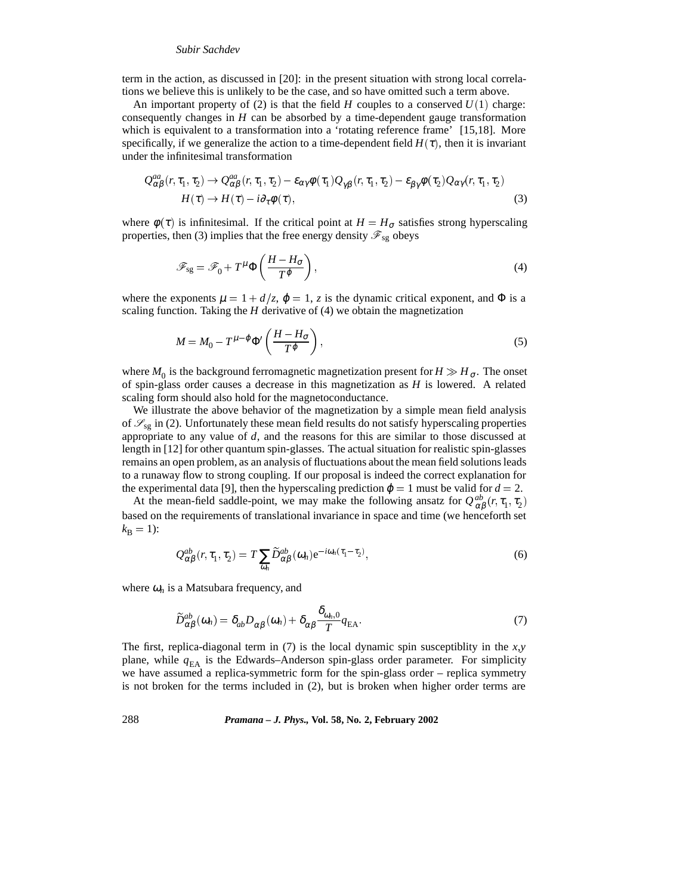term in the action, as discussed in [20]: in the present situation with strong local correlations we believe this is unlikely to be the case, and so have omitted such a term above.

An important property of (2) is that the field $H$ couples to a conserved $U(1)$ charge: consequently changes in $H$ can be absorbed by a time-dependent gauge transformation which is equivalent to a transformation into a 'rotating reference frame' [15,18]. More specifically, if we generalize the action to a time-dependent field $H(\tau)$, then it is invariant under the infinitesimal transformation

$$
\begin{aligned}
Q^{aa}_{\alpha\beta}(r,\tau_1,\tau_2) &\to Q^{aa}_{\alpha\beta}(r,\tau_1,\tau_2) - \varepsilon_{\alpha\gamma}\phi(\tau_1)Q_{\gamma\beta}(r,\tau_1,\tau_2) - \varepsilon_{\beta\gamma}\phi(\tau_2)Q_{\alpha\gamma}(r,\tau_1,\tau_2) \\
H(\tau) &\to H(\tau) - i\partial_\tau\phi(\tau),
\end{aligned} \tag{3}
$$

where $\phi(\tau)$ is infinitesimal. If the critical point at $H = H_\sigma$ satisfies strong hyperscaling properties, then (3) implies that the free energy density $\mathscr{F}_{\rm sg}$ obeys

$$
\mathscr{F}_{\rm sg} = \mathscr{F}_0 + T^\mu \Phi\left(\frac{H - H_\sigma}{T^\phi}\right), \tag{4}
$$

where the exponents $\mu = 1 + d/z$, $\phi = 1$, $z$ is the dynamic critical exponent, and $\Phi$ is a scaling function. Taking the $H$ derivative of (4) we obtain the magnetization

$$
M = M_0 - T^{\mu-\phi}\Phi'\left(\frac{H - H_\sigma}{T^\phi}\right), \tag{5}
$$

where $M_0$ is the background ferromagnetic magnetization present for $H \gg H_\sigma$. The onset of spin-glass order causes a decrease in this magnetization as $H$ is lowered. A related scaling form should also hold for the magnetoconductance.

We illustrate the above behavior of the magnetization by a simple mean field analysis of $\mathscr{S}_{\rm sg}$ in (2). Unfortunately these mean field results do not satisfy hyperscaling properties appropriate to any value of $d$, and the reasons for this are similar to those discussed at length in [12] for other quantum spin-glasses. The actual situation for realistic spin-glasses remains an open problem, as an analysis of fluctuations about the mean field solutions leads to a runaway flow to strong coupling. If our proposal is indeed the correct explanation for the experimental data [9], then the hyperscaling prediction $\phi = 1$ must be valid for $d = 2$.

At the mean-field saddle-point, we may make the following ansatz for $Q^{ab}_{\alpha\beta}(r,\tau_1,\tau_2)$ based on the requirements of translational invariance in space and time (we henceforth set $k_{\rm B} = 1$):

$$
Q^{ab}_{\alpha\beta}(r,\tau_1,\tau_2) = T\sum_{\omega_n}\widetilde{D}^{ab}_{\alpha\beta}(\omega_n){\rm e}^{-i\omega_n(\tau_1-\tau_2)}, \tag{6}
$$

where $\omega_n$ is a Matsubara frequency, and

$$
\widetilde{D}^{ab}_{\alpha\beta}(\omega_n) = \delta_{ab}D_{\alpha\beta}(\omega_n) + \delta_{\alpha\beta}\frac{\delta_{\omega_n,0}}{T}q_{\rm EA}. \tag{7}
$$

The first, replica-diagonal term in (7) is the local dynamic spin susceptiblity in the $x$,$y$ plane, while $q_{\rm EA}$ is the Edwards–Anderson spin-glass order parameter. For simplicity we have assumed a replica-symmetric form for the spin-glass order – replica symmetry is not broken for the terms included in (2), but is broken when higher order terms are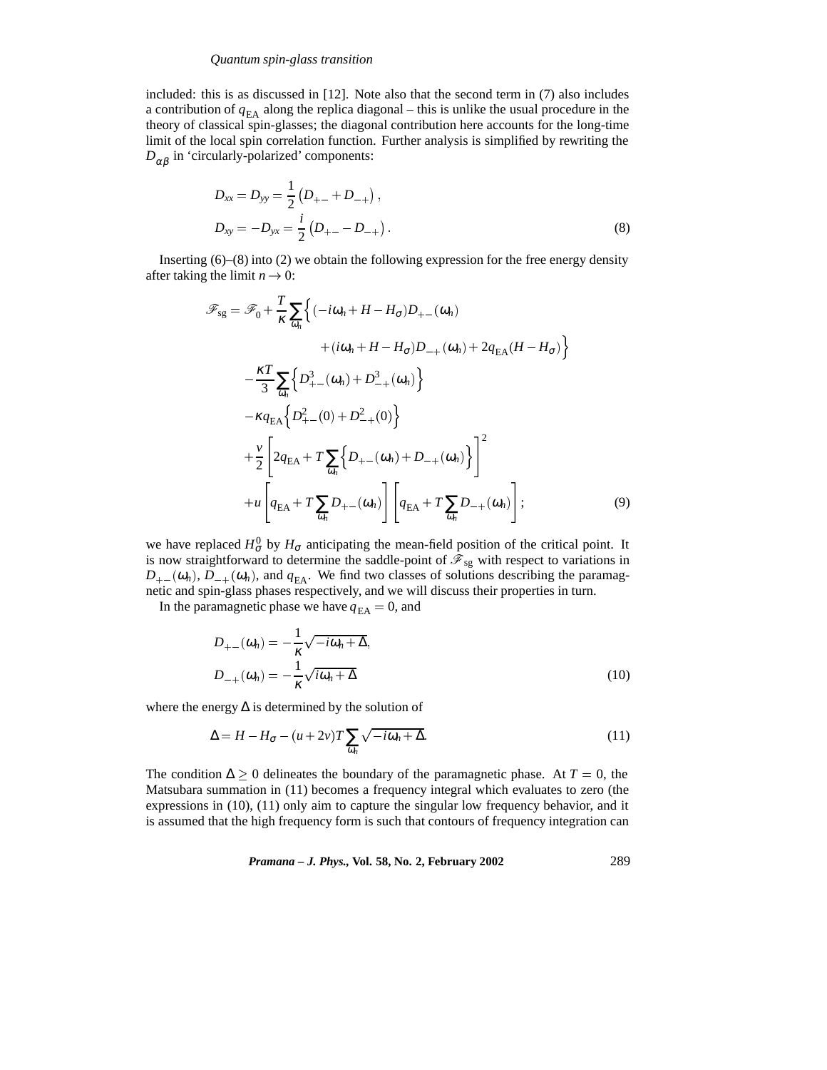included: this is as discussed in [12]. Note also that the second term in (7) also includes a contribution of $q_{\rm EA}$ along the replica diagonal – this is unlike the usual procedure in the theory of classical spin-glasses; the diagonal contribution here accounts for the long-time limit of the local spin correlation function. Further analysis is simplified by rewriting the $D_{\alpha\beta}$ in 'circularly-polarized' components:

$$
\begin{aligned}
D_{xx} &= D_{yy} = \frac{1}{2}\left(D_{+-} + D_{-+}\right), \\
D_{xy} &= -D_{yx} = \frac{i}{2}\left(D_{+-} - D_{-+}\right).
\end{aligned}
\tag{8}
$$

Inserting (6)–(8) into (2) we obtain the following expression for the free energy density after taking the limit $n \to 0$:

$$
\begin{aligned}
\mathscr{F}_{\rm sg} = \mathscr{F}_0 &+ \frac{T}{\kappa}\sum_{\omega_n}\Big\{(-i\omega_n + H - H_\sigma)D_{+-}(\omega_n) \\
&\qquad + (i\omega_n + H - H_\sigma)D_{-+}(\omega_n) + 2q_{\rm EA}(H - H_\sigma)\Big\} \\
&- \frac{\kappa T}{3}\sum_{\omega_n}\Big\{D_{+-}^3(\omega_n) + D_{-+}^3(\omega_n)\Big\} \\
&- \kappa q_{\rm EA}\Big\{D_{+-}^2(0) + D_{-+}^2(0)\Big\} \\
&+ \frac{v}{2}\left[2q_{\rm EA} + T\sum_{\omega_n}\Big\{D_{+-}(\omega_n) + D_{-+}(\omega_n)\Big\}\right]^2 \\
&+ u\left[q_{\rm EA} + T\sum_{\omega_n}D_{+-}(\omega_n)\right]\left[q_{\rm EA} + T\sum_{\omega_n}D_{-+}(\omega_n)\right];
\end{aligned}
\tag{9}
$$

we have replaced $H_\sigma^0$ by $H_\sigma$ anticipating the mean-field position of the critical point. It is now straightforward to determine the saddle-point of $\mathscr{F}_{\rm sg}$ with respect to variations in $D_{+-}(\omega_n)$, $D_{-+}(\omega_n)$, and $q_{\rm EA}$. We find two classes of solutions describing the paramagnetic and spin-glass phases respectively, and we will discuss their properties in turn.

In the paramagnetic phase we have $q_{\rm EA} = 0$, and

$$
\begin{aligned}
D_{+-}(\omega_n) &= -\frac{1}{\kappa}\sqrt{-i\omega_n + \Delta}, \\
D_{-+}(\omega_n) &= -\frac{1}{\kappa}\sqrt{i\omega_n + \Delta}
\end{aligned}
\tag{10}
$$

where the energy $\Delta$ is determined by the solution of

$$
\Delta = H - H_\sigma - (u + 2v)T\sum_{\omega_n}\sqrt{-i\omega_n + \Delta}. \tag{11}
$$

The condition $\Delta \geq 0$ delineates the boundary of the paramagnetic phase. At $T = 0$, the Matsubara summation in (11) becomes a frequency integral which evaluates to zero (the expressions in (10), (11) only aim to capture the singular low frequency behavior, and it is assumed that the high frequency form is such that contours of frequency integration can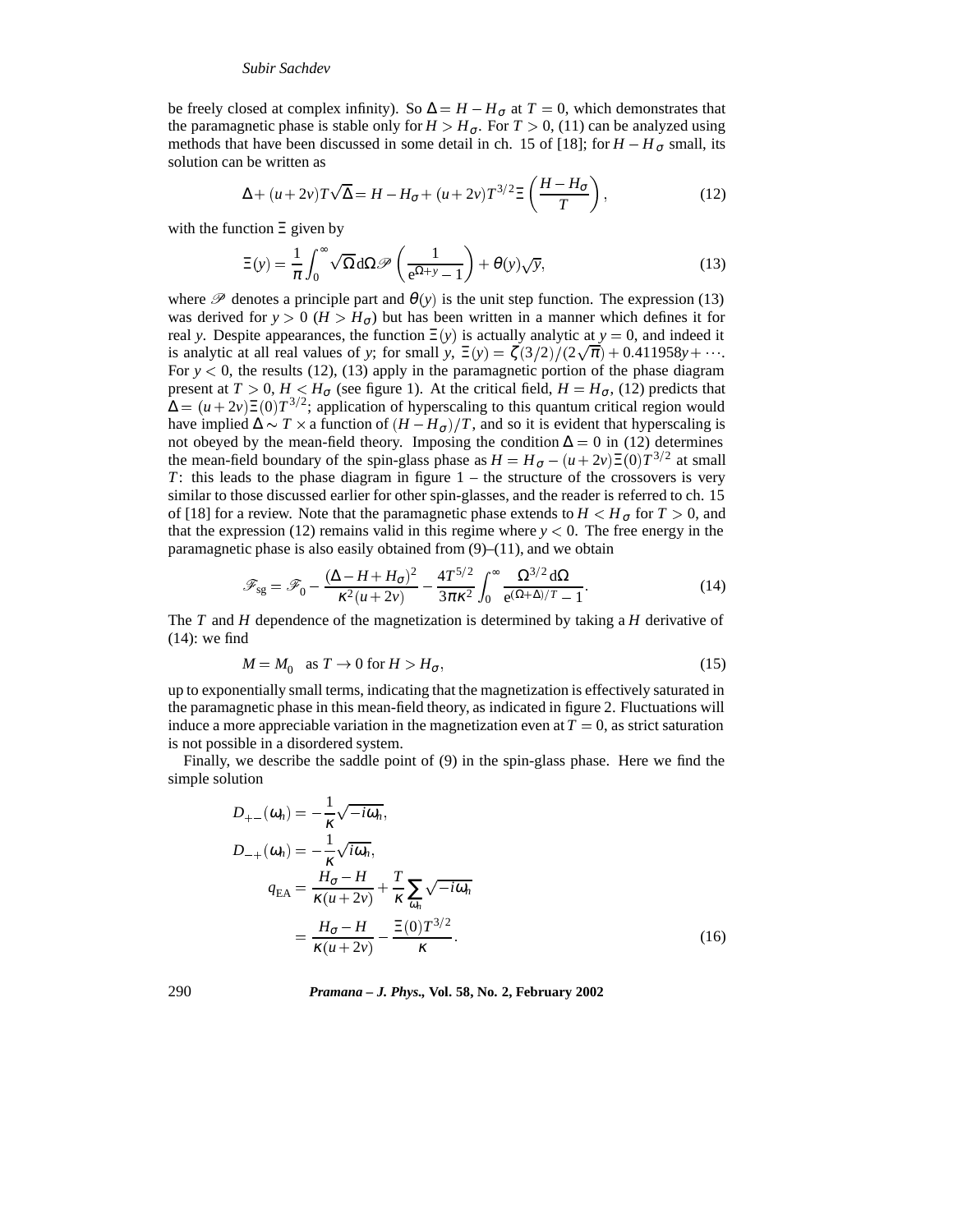be freely closed at complex infinity). So $\Delta = H - H_\sigma$ at $T = 0$, which demonstrates that the paramagnetic phase is stable only for $H > H_\sigma$. For $T > 0$, (11) can be analyzed using methods that have been discussed in some detail in ch. 15 of [18]; for $H - H_\sigma$ small, its solution can be written as

$$\Delta + (u+2v)T\sqrt{\Delta} = H - H_\sigma + (u+2v)T^{3/2}\Xi\left(\frac{H-H_\sigma}{T}\right), \tag{12}$$

with the function $\Xi$ given by

$$\Xi(y) = \frac{1}{\pi}\int_0^\infty \sqrt{\Omega}\,\mathrm{d}\Omega\,\mathscr{P}\left(\frac{1}{\mathrm{e}^{\Omega+y}-1}\right) + \theta(y)\sqrt{y}, \tag{13}$$

where $\mathscr{P}$ denotes a principle part and $\theta(y)$ is the unit step function. The expression (13) was derived for $y > 0$ ($H > H_\sigma$) but has been written in a manner which defines it for real $y$. Despite appearances, the function $\Xi(y)$ is actually analytic at $y = 0$, and indeed it is analytic at all real values of $y$; for small $y$, $\Xi(y) = \zeta(3/2)/(2\sqrt{\pi}) + 0.411958y + \cdots$. For $y < 0$, the results (12), (13) apply in the paramagnetic portion of the phase diagram present at $T > 0$, $H < H_\sigma$ (see figure 1). At the critical field, $H = H_\sigma$, (12) predicts that $\Delta = (u+2v)\Xi(0)T^{3/2}$; application of hyperscaling to this quantum critical region would have implied $\Delta \sim T \times$ a function of $(H - H_\sigma)/T$, and so it is evident that hyperscaling is not obeyed by the mean-field theory. Imposing the condition $\Delta = 0$ in (12) determines the mean-field boundary of the spin-glass phase as $H = H_\sigma - (u+2v)\Xi(0)T^{3/2}$ at small $T$: this leads to the phase diagram in figure 1 – the structure of the crossovers is very similar to those discussed earlier for other spin-glasses, and the reader is referred to ch. 15 of [18] for a review. Note that the paramagnetic phase extends to $H < H_\sigma$ for $T > 0$, and that the expression (12) remains valid in this regime where $y < 0$. The free energy in the paramagnetic phase is also easily obtained from (9)–(11), and we obtain

$$\mathscr{F}_{\mathrm{sg}} = \mathscr{F}_0 - \frac{(\Delta - H + H_\sigma)^2}{\kappa^2(u+2v)} - \frac{4T^{5/2}}{3\pi\kappa^2}\int_0^\infty \frac{\Omega^{3/2}\,\mathrm{d}\Omega}{\mathrm{e}^{(\Omega+\Delta)/T}-1}. \tag{14}$$

The $T$ and $H$ dependence of the magnetization is determined by taking a $H$ derivative of (14): we find

$$M = M_0 \quad \text{as } T \to 0 \text{ for } H > H_\sigma, \tag{15}$$

up to exponentially small terms, indicating that the magnetization is effectively saturated in the paramagnetic phase in this mean-field theory, as indicated in figure 2. Fluctuations will induce a more appreciable variation in the magnetization even at $T = 0$, as strict saturation is not possible in a disordered system.

Finally, we describe the saddle point of (9) in the spin-glass phase. Here we find the simple solution

$$\begin{aligned}
D_{+-}(\omega_n) &= -\frac{1}{\kappa}\sqrt{-i\omega_n}, \\
D_{-+}(\omega_n) &= -\frac{1}{\kappa}\sqrt{i\omega_n}, \\
q_{\mathrm{EA}} &= \frac{H_\sigma - H}{\kappa(u+2v)} + \frac{T}{\kappa}\sum_{\omega_n}\sqrt{-i\omega_n} \\
&= \frac{H_\sigma - H}{\kappa(u+2v)} - \frac{\Xi(0)T^{3/2}}{\kappa}.
\end{aligned} \tag{16}$$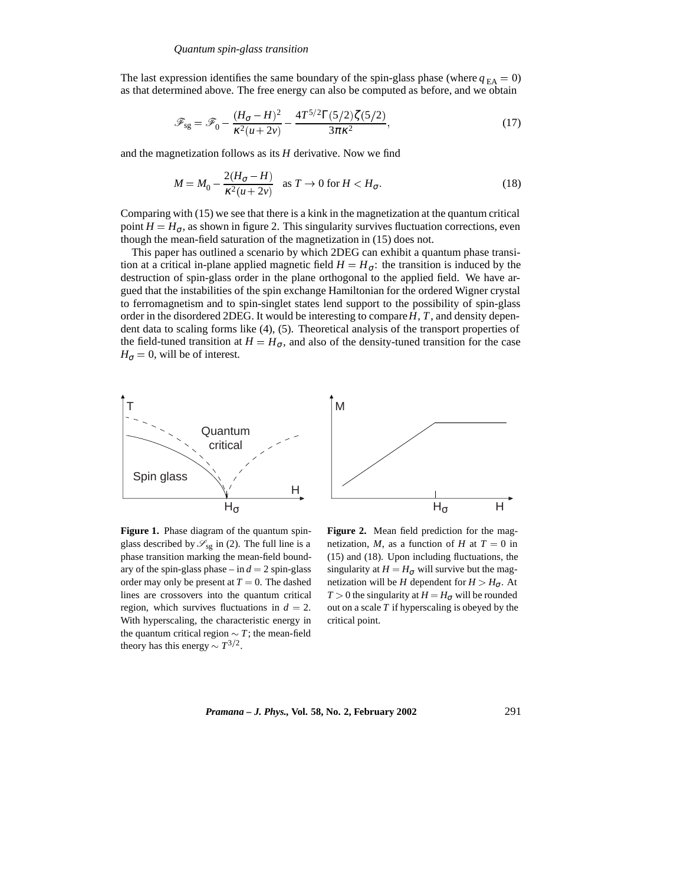The last expression identifies the same boundary of the spin-glass phase (where $q_{\rm EA} = 0$) as that determined above. The free energy can also be computed as before, and we obtain

$$\mathscr{F}_{\rm sg} = \mathscr{F}_0 - \frac{(H_\sigma - H)^2}{\kappa^2(u+2v)} - \frac{4T^{5/2}\Gamma(5/2)\zeta(5/2)}{3\pi\kappa^2}, \tag{17}$$

and the magnetization follows as its $H$ derivative. Now we find

$$M = M_0 - \frac{2(H_\sigma - H)}{\kappa^2(u+2v)} \quad \text{as } T \to 0 \text{ for } H < H_\sigma. \tag{18}$$

Comparing with (15) we see that there is a kink in the magnetization at the quantum critical point $H = H_\sigma$, as shown in figure 2. This singularity survives fluctuation corrections, even though the mean-field saturation of the magnetization in (15) does not.

This paper has outlined a scenario by which 2DEG can exhibit a quantum phase transition at a critical in-plane applied magnetic field $H = H_\sigma$: the transition is induced by the destruction of spin-glass order in the plane orthogonal to the applied field. We have argued that the instabilities of the spin exchange Hamiltonian for the ordered Wigner crystal to ferromagnetism and to spin-singlet states lend support to the possibility of spin-glass order in the disordered 2DEG. It would be interesting to compare $H$, $T$, and density dependent data to scaling forms like (4), (5). Theoretical analysis of the transport properties of the field-tuned transition at $H = H_\sigma$, and also of the density-tuned transition for the case $H_\sigma = 0$, will be of interest.

**Figure 1.** Phase diagram of the quantum spin-glass described by $\mathscr{S}_{\rm sg}$ in (2). The full line is a phase transition marking the mean-field boundary of the spin-glass phase – in $d = 2$ spin-glass order may only be present at $T = 0$. The dashed lines are crossovers into the quantum critical region, which survives fluctuations in $d = 2$. With hyperscaling, the characteristic energy in the quantum critical region $\sim T$; the mean-field theory has this energy $\sim T^{3/2}$.

**Figure 2.** Mean field prediction for the magnetization, $M$, as a function of $H$ at $T = 0$ in (15) and (18). Upon including fluctuations, the singularity at $H = H_\sigma$ will survive but the magnetization will be $H$ dependent for $H > H_\sigma$. At $T > 0$ the singularity at $H = H_\sigma$ will be rounded out on a scale $T$ if hyperscaling is obeyed by the critical point.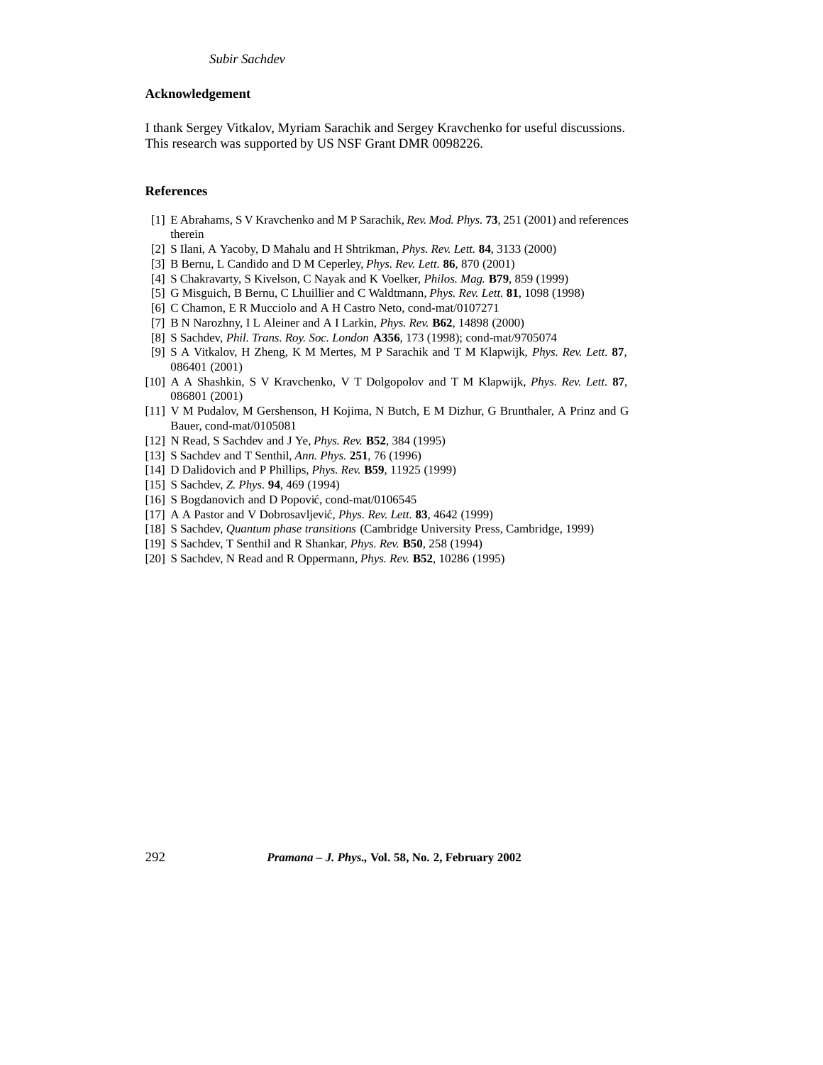## Acknowledgement

I thank Sergey Vitkalov, Myriam Sarachik and Sergey Kravchenko for useful discussions. This research was supported by US NSF Grant DMR 0098226.

## References

[1] E Abrahams, S V Kravchenko and M P Sarachik, *Rev. Mod. Phys.* **73**, 251 (2001) and references therein
[2] S Ilani, A Yacoby, D Mahalu and H Shtrikman, *Phys. Rev. Lett.* **84**, 3133 (2000)
[3] B Bernu, L Candido and D M Ceperley, *Phys. Rev. Lett.* **86**, 870 (2001)
[4] S Chakravarty, S Kivelson, C Nayak and K Voelker, *Philos. Mag.* **B79**, 859 (1999)
[5] G Misguich, B Bernu, C Lhuillier and C Waldtmann, *Phys. Rev. Lett.* **81**, 1098 (1998)
[6] C Chamon, E R Mucciolo and A H Castro Neto, cond-mat/0107271
[7] B N Narozhny, I L Aleiner and A I Larkin, *Phys. Rev.* **B62**, 14898 (2000)
[8] S Sachdev, *Phil. Trans. Roy. Soc. London* **A356**, 173 (1998); cond-mat/9705074
[9] S A Vitkalov, H Zheng, K M Mertes, M P Sarachik and T M Klapwijk, *Phys. Rev. Lett.* **87**, 086401 (2001)
[10] A A Shashkin, S V Kravchenko, V T Dolgopolov and T M Klapwijk, *Phys. Rev. Lett.* **87**, 086801 (2001)
[11] V M Pudalov, M Gershenson, H Kojima, N Butch, E M Dizhur, G Brunthaler, A Prinz and G Bauer, cond-mat/0105081
[12] N Read, S Sachdev and J Ye, *Phys. Rev.* **B52**, 384 (1995)
[13] S Sachdev and T Senthil, *Ann. Phys.* **251**, 76 (1996)
[14] D Dalidovich and P Phillips, *Phys. Rev.* **B59**, 11925 (1999)
[15] S Sachdev, *Z. Phys.* **94**, 469 (1994)
[16] S Bogdanovich and D Popović, cond-mat/0106545
[17] A A Pastor and V Dobrosavljević, *Phys. Rev. Lett.* **83**, 4642 (1999)
[18] S Sachdev, *Quantum phase transitions* (Cambridge University Press, Cambridge, 1999)
[19] S Sachdev, T Senthil and R Shankar, *Phys. Rev.* **B50**, 258 (1994)
[20] S Sachdev, N Read and R Oppermann, *Phys. Rev.* **B52**, 10286 (1995)